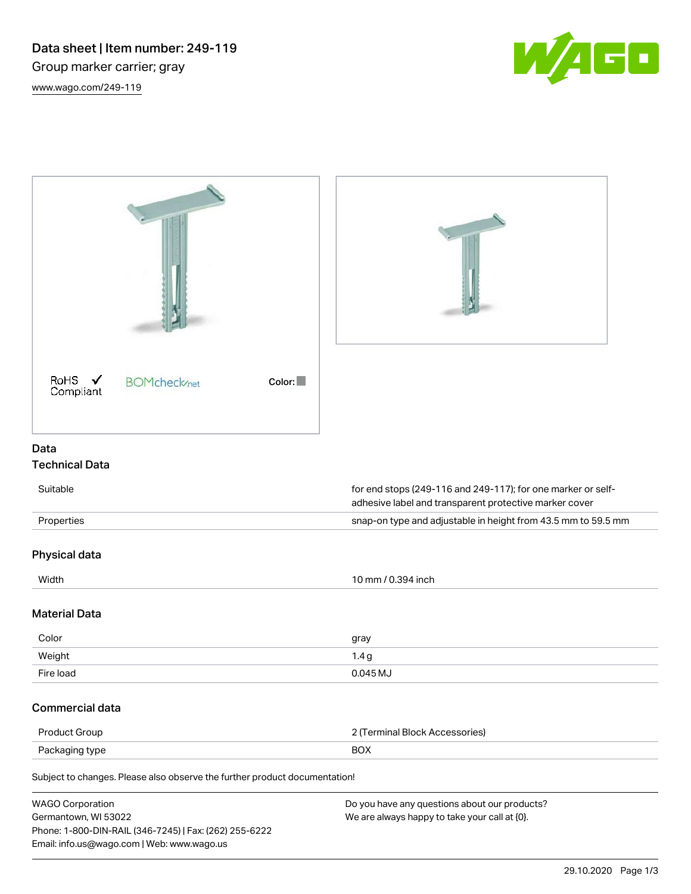# Data sheet | Item number: 249-119

Group marker carrier; gray

www.wago.com/249-119

RoHS ✓ Compliant BOMcheck.net Color:

## Data

### Technical Data

| | |
|---|---|
| Suitable | for end stops (249-116 and 249-117); for one marker or self-adhesive label and transparent protective marker cover |
| Properties | snap-on type and adjustable in height from 43.5 mm to 59.5 mm |

### Physical data

| | |
|---|---|
| Width | 10 mm / 0.394 inch |

### Material Data

| | |
|---|---|
| Color | gray |
| Weight | 1.4 g |
| Fire load | 0.045 MJ |

### Commercial data

| | |
|---|---|
| Product Group | 2 (Terminal Block Accessories) |
| Packaging type | BOX |

Subject to changes. Please also observe the further product documentation!

WAGO Corporation
Germantown, WI 53022
Phone: 1-800-DIN-RAIL (346-7245) | Fax: (262) 255-6222
Email: info.us@wago.com | Web: www.wago.us

Do you have any questions about our products?
We are always happy to take your call at {0}.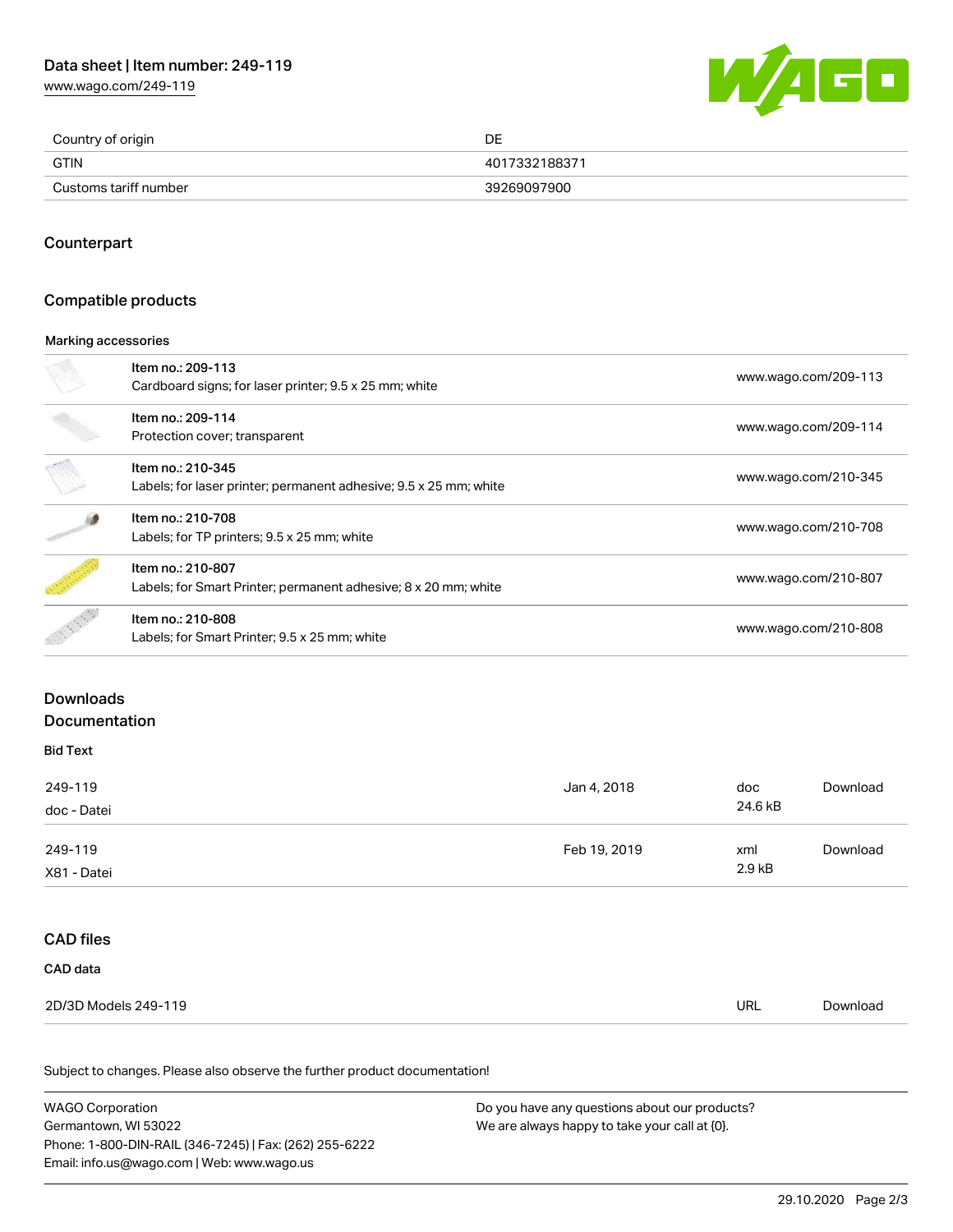| | |
|---|---|
| Country of origin | DE |
| GTIN | 4017332188371 |
| Customs tariff number | 39269097900 |

## Counterpart

## Compatible products

### Marking accessories

| Item | Link |
|---|---|
| Item no.: 209-113<br>Cardboard signs; for laser printer; 9.5 x 25 mm; white | www.wago.com/209-113 |
| Item no.: 209-114<br>Protection cover; transparent | www.wago.com/209-114 |
| Item no.: 210-345<br>Labels; for laser printer; permanent adhesive; 9.5 x 25 mm; white | www.wago.com/210-345 |
| Item no.: 210-708<br>Labels; for TP printers; 9.5 x 25 mm; white | www.wago.com/210-708 |
| Item no.: 210-807<br>Labels; for Smart Printer; permanent adhesive; 8 x 20 mm; white | www.wago.com/210-807 |
| Item no.: 210-808<br>Labels; for Smart Printer; 9.5 x 25 mm; white | www.wago.com/210-808 |

## Downloads

## Documentation

### Bid Text

| File | Date | Format | |
|---|---|---|---|
| 249-119<br>doc - Datei | Jan 4, 2018 | doc<br>24.6 kB | Download |
| 249-119<br>X81 - Datei | Feb 19, 2019 | xml<br>2.9 kB | Download |

## CAD files

### CAD data

| | | |
|---|---|---|
| 2D/3D Models 249-119 | URL | Download |

Subject to changes. Please also observe the further product documentation!

WAGO Corporation
Germantown, WI 53022
Phone: 1-800-DIN-RAIL (346-7245) | Fax: (262) 255-6222
Email: info.us@wago.com | Web: www.wago.us

Do you have any questions about our products?
We are always happy to take your call at {0}.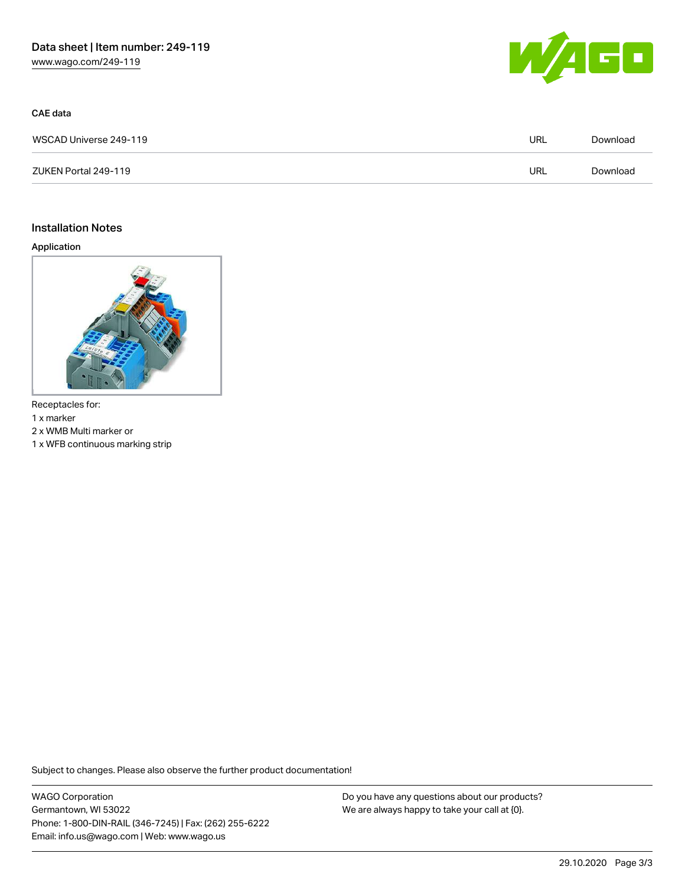### CAE data

| | | |
|---|---|---|
| WSCAD Universe 249-119 | URL | Download |
| ZUKEN Portal 249-119 | URL | Download |

## Installation Notes

### Application

Receptacles for:
1 x marker
2 x WMB Multi marker or
1 x WFB continuous marking strip

Subject to changes. Please also observe the further product documentation!

WAGO Corporation
Germantown, WI 53022
Phone: 1-800-DIN-RAIL (346-7245) | Fax: (262) 255-6222
Email: info.us@wago.com | Web: www.wago.us

Do you have any questions about our products?
We are always happy to take your call at {0}.